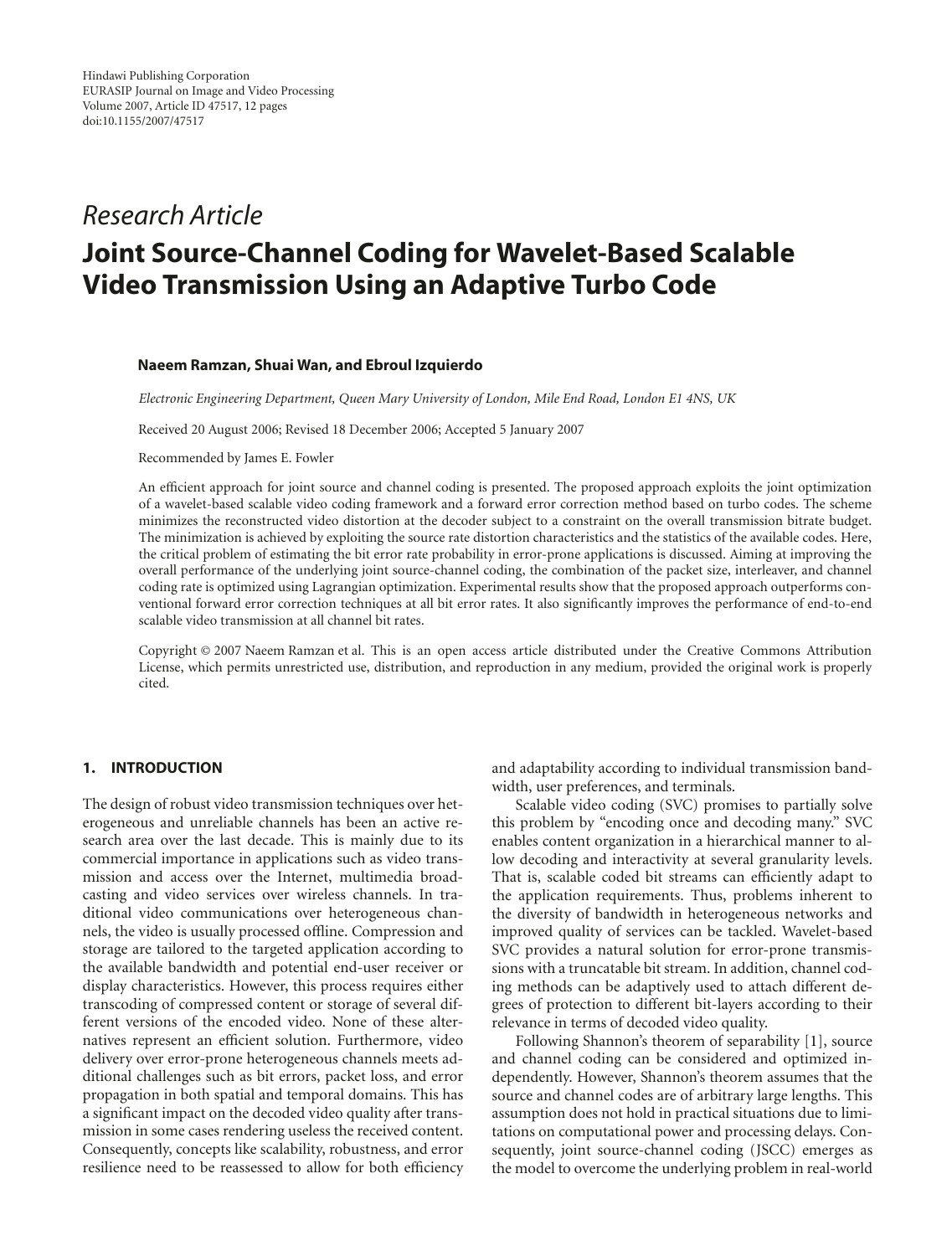Hindawi Publishing Corporation
EURASIP Journal on Image and Video Processing
Volume 2007, Article ID 47517, 12 pages
doi:10.1155/2007/47517

*Research Article*

# Joint Source-Channel Coding for Wavelet-Based Scalable Video Transmission Using an Adaptive Turbo Code

**Naeem Ramzan, Shuai Wan, and Ebroul Izquierdo**

*Electronic Engineering Department, Queen Mary University of London, Mile End Road, London E1 4NS, UK*

Received 20 August 2006; Revised 18 December 2006; Accepted 5 January 2007

Recommended by James E. Fowler

An efficient approach for joint source and channel coding is presented. The proposed approach exploits the joint optimization of a wavelet-based scalable video coding framework and a forward error correction method based on turbo codes. The scheme minimizes the reconstructed video distortion at the decoder subject to a constraint on the overall transmission bitrate budget. The minimization is achieved by exploiting the source rate distortion characteristics and the statistics of the available codes. Here, the critical problem of estimating the bit error rate probability in error-prone applications is discussed. Aiming at improving the overall performance of the underlying joint source-channel coding, the combination of the packet size, interleaver, and channel coding rate is optimized using Lagrangian optimization. Experimental results show that the proposed approach outperforms conventional forward error correction techniques at all bit error rates. It also significantly improves the performance of end-to-end scalable video transmission at all channel bit rates.

Copyright © 2007 Naeem Ramzan et al. This is an open access article distributed under the Creative Commons Attribution License, which permits unrestricted use, distribution, and reproduction in any medium, provided the original work is properly cited.

## 1. INTRODUCTION

The design of robust video transmission techniques over heterogeneous and unreliable channels has been an active research area over the last decade. This is mainly due to its commercial importance in applications such as video transmission and access over the Internet, multimedia broadcasting and video services over wireless channels. In traditional video communications over heterogeneous channels, the video is usually processed offline. Compression and storage are tailored to the targeted application according to the available bandwidth and potential end-user receiver or display characteristics. However, this process requires either transcoding of compressed content or storage of several different versions of the encoded video. None of these alternatives represent an efficient solution. Furthermore, video delivery over error-prone heterogeneous channels meets additional challenges such as bit errors, packet loss, and error propagation in both spatial and temporal domains. This has a significant impact on the decoded video quality after transmission in some cases rendering useless the received content. Consequently, concepts like scalability, robustness, and error resilience need to be reassessed to allow for both efficiency and adaptability according to individual transmission bandwidth, user preferences, and terminals.

Scalable video coding (SVC) promises to partially solve this problem by "encoding once and decoding many." SVC enables content organization in a hierarchical manner to allow decoding and interactivity at several granularity levels. That is, scalable coded bit streams can efficiently adapt to the application requirements. Thus, problems inherent to the diversity of bandwidth in heterogeneous networks and improved quality of services can be tackled. Wavelet-based SVC provides a natural solution for error-prone transmissions with a truncatable bit stream. In addition, channel coding methods can be adaptively used to attach different degrees of protection to different bit-layers according to their relevance in terms of decoded video quality.

Following Shannon's theorem of separability [1], source and channel coding can be considered and optimized independently. However, Shannon's theorem assumes that the source and channel codes are of arbitrary large lengths. This assumption does not hold in practical situations due to limitations on computational power and processing delays. Consequently, joint source-channel coding (JSCC) emerges as the model to overcome the underlying problem in real-world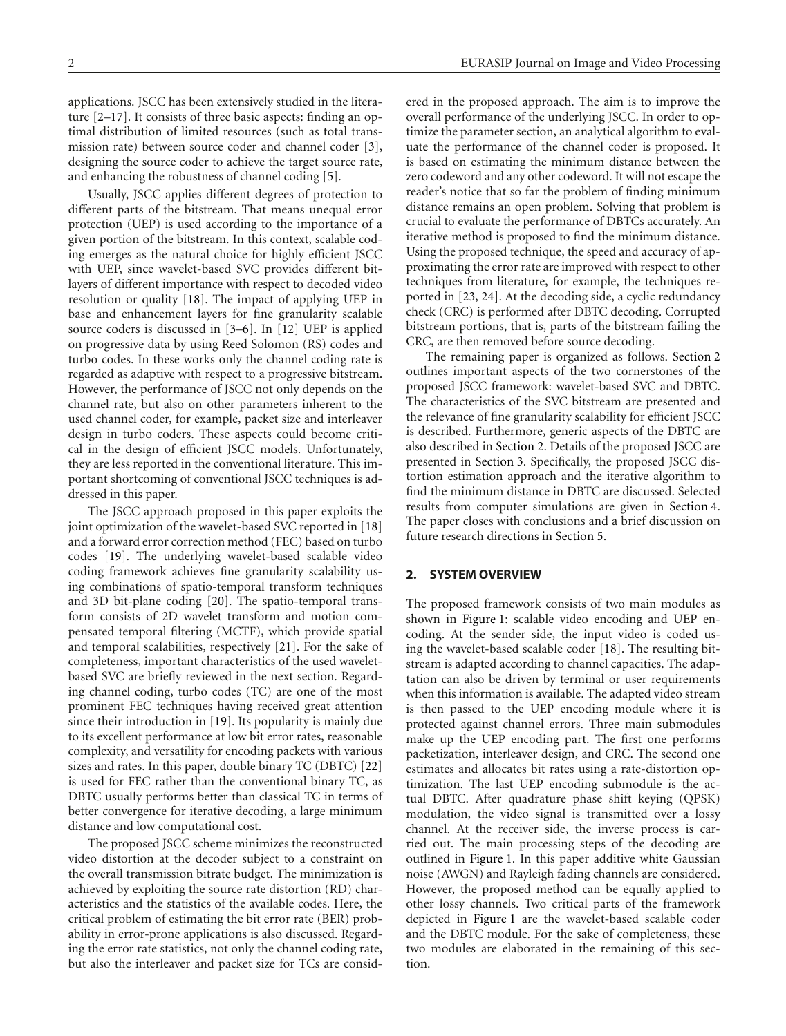applications. JSCC has been extensively studied in the literature [2–17]. It consists of three basic aspects: finding an optimal distribution of limited resources (such as total transmission rate) between source coder and channel coder [3], designing the source coder to achieve the target source rate, and enhancing the robustness of channel coding [5].

Usually, JSCC applies different degrees of protection to different parts of the bitstream. That means unequal error protection (UEP) is used according to the importance of a given portion of the bitstream. In this context, scalable coding emerges as the natural choice for highly efficient JSCC with UEP, since wavelet-based SVC provides different bitlayers of different importance with respect to decoded video resolution or quality [18]. The impact of applying UEP in base and enhancement layers for fine granularity scalable source coders is discussed in [3–6]. In [12] UEP is applied on progressive data by using Reed Solomon (RS) codes and turbo codes. In these works only the channel coding rate is regarded as adaptive with respect to a progressive bitstream. However, the performance of JSCC not only depends on the channel rate, but also on other parameters inherent to the used channel coder, for example, packet size and interleaver design in turbo coders. These aspects could become critical in the design of efficient JSCC models. Unfortunately, they are less reported in the conventional literature. This important shortcoming of conventional JSCC techniques is addressed in this paper.

The JSCC approach proposed in this paper exploits the joint optimization of the wavelet-based SVC reported in [18] and a forward error correction method (FEC) based on turbo codes [19]. The underlying wavelet-based scalable video coding framework achieves fine granularity scalability using combinations of spatio-temporal transform techniques and 3D bit-plane coding [20]. The spatio-temporal transform consists of 2D wavelet transform and motion compensated temporal filtering (MCTF), which provide spatial and temporal scalabilities, respectively [21]. For the sake of completeness, important characteristics of the used wavelet-based SVC are briefly reviewed in the next section. Regarding channel coding, turbo codes (TC) are one of the most prominent FEC techniques having received great attention since their introduction in [19]. Its popularity is mainly due to its excellent performance at low bit error rates, reasonable complexity, and versatility for encoding packets with various sizes and rates. In this paper, double binary TC (DBTC) [22] is used for FEC rather than the conventional binary TC, as DBTC usually performs better than classical TC in terms of better convergence for iterative decoding, a large minimum distance and low computational cost.

The proposed JSCC scheme minimizes the reconstructed video distortion at the decoder subject to a constraint on the overall transmission bitrate budget. The minimization is achieved by exploiting the source rate distortion (RD) characteristics and the statistics of the available codes. Here, the critical problem of estimating the bit error rate (BER) probability in error-prone applications is also discussed. Regarding the error rate statistics, not only the channel coding rate, but also the interleaver and packet size for TCs are considered in the proposed approach. The aim is to improve the overall performance of the underlying JSCC. In order to optimize the parameter section, an analytical algorithm to evaluate the performance of the channel coder is proposed. It is based on estimating the minimum distance between the zero codeword and any other codeword. It will not escape the reader's notice that so far the problem of finding minimum distance remains an open problem. Solving that problem is crucial to evaluate the performance of DBTCs accurately. An iterative method is proposed to find the minimum distance. Using the proposed technique, the speed and accuracy of approximating the error rate are improved with respect to other techniques from literature, for example, the techniques reported in [23, 24]. At the decoding side, a cyclic redundancy check (CRC) is performed after DBTC decoding. Corrupted bitstream portions, that is, parts of the bitstream failing the CRC, are then removed before source decoding.

The remaining paper is organized as follows. Section 2 outlines important aspects of the two cornerstones of the proposed JSCC framework: wavelet-based SVC and DBTC. The characteristics of the SVC bitstream are presented and the relevance of fine granularity scalability for efficient JSCC is described. Furthermore, generic aspects of the DBTC are also described in Section 2. Details of the proposed JSCC are presented in Section 3. Specifically, the proposed JSCC distortion estimation approach and the iterative algorithm to find the minimum distance in DBTC are discussed. Selected results from computer simulations are given in Section 4. The paper closes with conclusions and a brief discussion on future research directions in Section 5.

## 2. SYSTEM OVERVIEW

The proposed framework consists of two main modules as shown in Figure 1: scalable video encoding and UEP encoding. At the sender side, the input video is coded using the wavelet-based scalable coder [18]. The resulting bitstream is adapted according to channel capacities. The adaptation can also be driven by terminal or user requirements when this information is available. The adapted video stream is then passed to the UEP encoding module where it is protected against channel errors. Three main submodules make up the UEP encoding part. The first one performs packetization, interleaver design, and CRC. The second one estimates and allocates bit rates using a rate-distortion optimization. The last UEP encoding submodule is the actual DBTC. After quadrature phase shift keying (QPSK) modulation, the video signal is transmitted over a lossy channel. At the receiver side, the inverse process is carried out. The main processing steps of the decoding are outlined in Figure 1. In this paper additive white Gaussian noise (AWGN) and Rayleigh fading channels are considered. However, the proposed method can be equally applied to other lossy channels. Two critical parts of the framework depicted in Figure 1 are the wavelet-based scalable coder and the DBTC module. For the sake of completeness, these two modules are elaborated in the remaining of this section.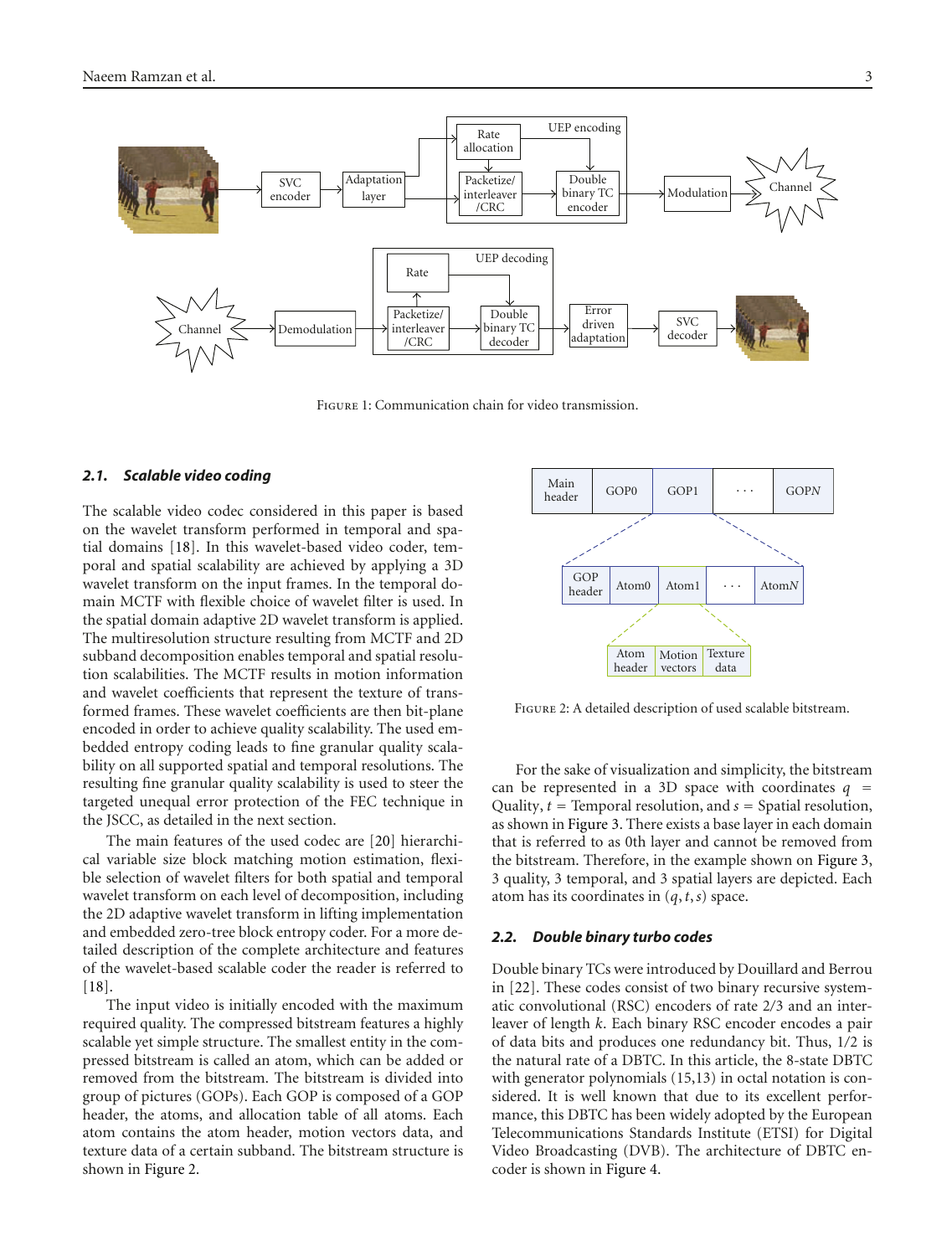Figure 1: Communication chain for video transmission.

### 2.1. Scalable video coding

The scalable video codec considered in this paper is based on the wavelet transform performed in temporal and spatial domains [18]. In this wavelet-based video coder, temporal and spatial scalability are achieved by applying a 3D wavelet transform on the input frames. In the temporal domain MCTF with flexible choice of wavelet filter is used. In the spatial domain adaptive 2D wavelet transform is applied. The multiresolution structure resulting from MCTF and 2D subband decomposition enables temporal and spatial resolution scalabilities. The MCTF results in motion information and wavelet coefficients that represent the texture of transformed frames. These wavelet coefficients are then bit-plane encoded in order to achieve quality scalability. The used embedded entropy coding leads to fine granular quality scalability on all supported spatial and temporal resolutions. The resulting fine granular quality scalability is used to steer the targeted unequal error protection of the FEC technique in the JSCC, as detailed in the next section.

The main features of the used codec are [20] hierarchical variable size block matching motion estimation, flexible selection of wavelet filters for both spatial and temporal wavelet transform on each level of decomposition, including the 2D adaptive wavelet transform in lifting implementation and embedded zero-tree block entropy coder. For a more detailed description of the complete architecture and features of the wavelet-based scalable coder the reader is referred to [18].

The input video is initially encoded with the maximum required quality. The compressed bitstream features a highly scalable yet simple structure. The smallest entity in the compressed bitstream is called an atom, which can be added or removed from the bitstream. The bitstream is divided into group of pictures (GOPs). Each GOP is composed of a GOP header, the atoms, and allocation table of all atoms. Each atom contains the atom header, motion vectors data, and texture data of a certain subband. The bitstream structure is shown in Figure 2.

Figure 2: A detailed description of used scalable bitstream.

For the sake of visualization and simplicity, the bitstream can be represented in a 3D space with coordinates $q$ = Quality, $t$ = Temporal resolution, and $s$ = Spatial resolution, as shown in Figure 3. There exists a base layer in each domain that is referred to as 0th layer and cannot be removed from the bitstream. Therefore, in the example shown on Figure 3, 3 quality, 3 temporal, and 3 spatial layers are depicted. Each atom has its coordinates in $(q, t, s)$ space.

### 2.2. Double binary turbo codes

Double binary TCs were introduced by Douillard and Berrou in [22]. These codes consist of two binary recursive systematic convolutional (RSC) encoders of rate 2/3 and an interleaver of length $k$. Each binary RSC encoder encodes a pair of data bits and produces one redundancy bit. Thus, 1/2 is the natural rate of a DBTC. In this article, the 8-state DBTC with generator polynomials (15,13) in octal notation is considered. It is well known that due to its excellent performance, this DBTC has been widely adopted by the European Telecommunications Standards Institute (ETSI) for Digital Video Broadcasting (DVB). The architecture of DBTC encoder is shown in Figure 4.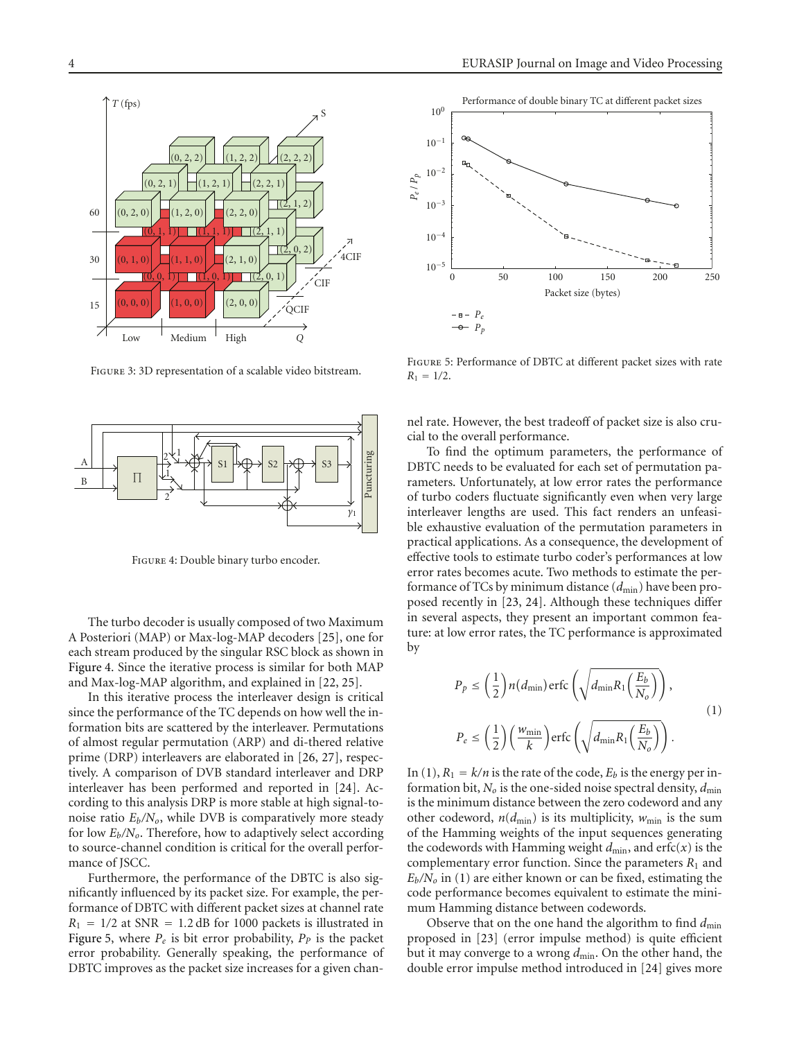Figure 3: 3D representation of a scalable video bitstream.

Figure 4: Double binary turbo encoder.

The turbo decoder is usually composed of two Maximum A Posteriori (MAP) or Max-log-MAP decoders [25], one for each stream produced by the singular RSC block as shown in Figure 4. Since the iterative process is similar for both MAP and Max-log-MAP algorithm, and explained in [22, 25].

In this iterative process the interleaver design is critical since the performance of the TC depends on how well the information bits are scattered by the interleaver. Permutations of almost regular permutation (ARP) and di-thered relative prime (DRP) interleavers are elaborated in [26, 27], respectively. A comparison of DVB standard interleaver and DRP interleaver has been performed and reported in [24]. According to this analysis DRP is more stable at high signal-to-noise ratio $E_b/N_o$, while DVB is comparatively more steady for low $E_b/N_o$. Therefore, how to adaptively select according to source-channel condition is critical for the overall performance of JSCC.

Furthermore, the performance of the DBTC is also significantly influenced by its packet size. For example, the performance of DBTC with different packet sizes at channel rate $R_1 = 1/2$ at SNR $= 1.2$ dB for 1000 packets is illustrated in Figure 5, where $P_e$ is bit error probability, $P_P$ is the packet error probability. Generally speaking, the performance of DBTC improves as the packet size increases for a given channel rate. However, the best tradeoff of packet size is also crucial to the overall performance.

Figure 5: Performance of DBTC at different packet sizes with rate $R_1 = 1/2$.

To find the optimum parameters, the performance of DBTC needs to be evaluated for each set of permutation parameters. Unfortunately, at low error rates the performance of turbo coders fluctuate significantly even when very large interleaver lengths are used. This fact renders an unfeasible exhaustive evaluation of the permutation parameters in practical applications. As a consequence, the development of effective tools to estimate turbo coder's performances at low error rates becomes acute. Two methods to estimate the performance of TCs by minimum distance ($d_{\min}$) have been proposed recently in [23, 24]. Although these techniques differ in several aspects, they present an important common feature: at low error rates, the TC performance is approximated by

$$
\begin{aligned}
P_p &\leq \left(\frac{1}{2}\right) n(d_{\min}) \operatorname{erfc}\left(\sqrt{d_{\min} R_1 \left(\frac{E_b}{N_o}\right)}\right), \\
P_e &\leq \left(\frac{1}{2}\right) \left(\frac{w_{\min}}{k}\right) \operatorname{erfc}\left(\sqrt{d_{\min} R_1 \left(\frac{E_b}{N_o}\right)}\right).
\end{aligned}
\tag{1}
$$

In (1), $R_1 = k/n$ is the rate of the code, $E_b$ is the energy per information bit, $N_o$ is the one-sided noise spectral density, $d_{\min}$ is the minimum distance between the zero codeword and any other codeword, $n(d_{\min})$ is its multiplicity, $w_{\min}$ is the sum of the Hamming weights of the input sequences generating the codewords with Hamming weight $d_{\min}$, and $\operatorname{erfc}(x)$ is the complementary error function. Since the parameters $R_1$ and $E_b/N_o$ in (1) are either known or can be fixed, estimating the code performance becomes equivalent to estimate the minimum Hamming distance between codewords.

Observe that on the one hand the algorithm to find $d_{\min}$ proposed in [23] (error impulse method) is quite efficient but it may converge to a wrong $d_{\min}$. On the other hand, the double error impulse method introduced in [24] gives more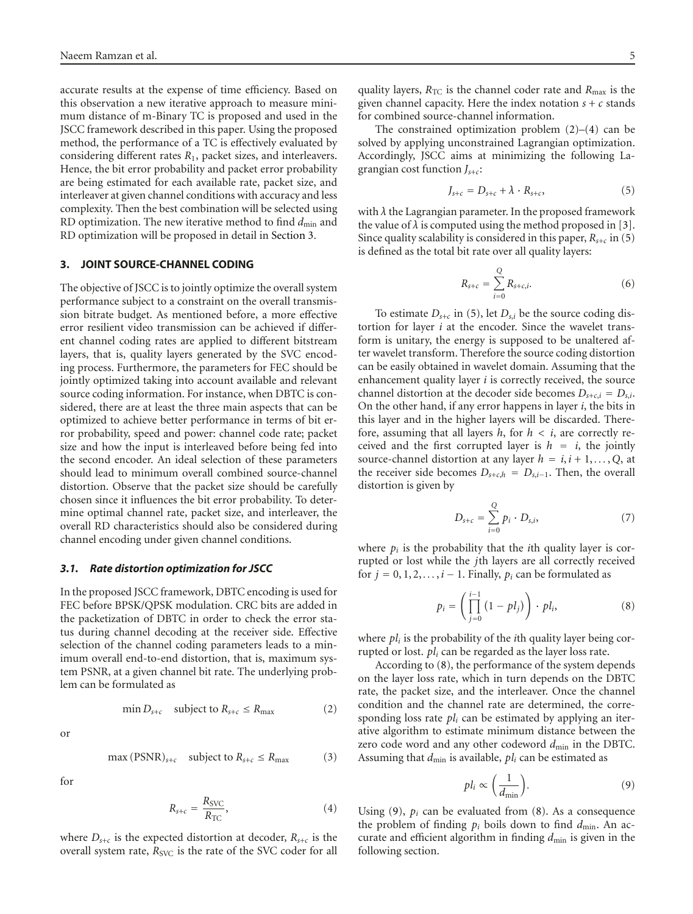accurate results at the expense of time efficiency. Based on this observation a new iterative approach to measure minimum distance of m-Binary TC is proposed and used in the JSCC framework described in this paper. Using the proposed method, the performance of a TC is effectively evaluated by considering different rates $R_1$, packet sizes, and interleavers. Hence, the bit error probability and packet error probability are being estimated for each available rate, packet size, and interleaver at given channel conditions with accuracy and less complexity. Then the best combination will be selected using RD optimization. The new iterative method to find $d_{\min}$ and RD optimization will be proposed in detail in Section 3.

## 3. JOINT SOURCE-CHANNEL CODING

The objective of JSCC is to jointly optimize the overall system performance subject to a constraint on the overall transmission bitrate budget. As mentioned before, a more effective error resilient video transmission can be achieved if different channel coding rates are applied to different bitstream layers, that is, quality layers generated by the SVC encoding process. Furthermore, the parameters for FEC should be jointly optimized taking into account available and relevant source coding information. For instance, when DBTC is considered, there are at least the three main aspects that can be optimized to achieve better performance in terms of bit error probability, speed and power: channel code rate; packet size and how the input is interleaved before being fed into the second encoder. An ideal selection of these parameters should lead to minimum overall combined source-channel distortion. Observe that the packet size should be carefully chosen since it influences the bit error probability. To determine optimal channel rate, packet size, and interleaver, the overall RD characteristics should also be considered during channel encoding under given channel conditions.

### 3.1. Rate distortion optimization for JSCC

In the proposed JSCC framework, DBTC encoding is used for FEC before BPSK/QPSK modulation. CRC bits are added in the packetization of DBTC in order to check the error status during channel decoding at the receiver side. Effective selection of the channel coding parameters leads to a minimum overall end-to-end distortion, that is, maximum system PSNR, at a given channel bit rate. The underlying problem can be formulated as

$$\min D_{s+c} \quad \text{subject to } R_{s+c} \leq R_{\max} \tag{2}$$

or

$$\max (\text{PSNR})_{s+c} \quad \text{subject to } R_{s+c} \leq R_{\max} \tag{3}$$

for

$$R_{s+c} = \frac{R_{\text{SVC}}}{R_{\text{TC}}}, \tag{4}$$

where $D_{s+c}$ is the expected distortion at decoder, $R_{s+c}$ is the overall system rate, $R_{\text{SVC}}$ is the rate of the SVC coder for all quality layers, $R_{\text{TC}}$ is the channel coder rate and $R_{\max}$ is the given channel capacity. Here the index notation $s + c$ stands for combined source-channel information.

The constrained optimization problem (2)–(4) can be solved by applying unconstrained Lagrangian optimization. Accordingly, JSCC aims at minimizing the following Lagrangian cost function $J_{s+c}$:

$$J_{s+c} = D_{s+c} + \lambda \cdot R_{s+c}, \tag{5}$$

with $\lambda$ the Lagrangian parameter. In the proposed framework the value of $\lambda$ is computed using the method proposed in [3]. Since quality scalability is considered in this paper, $R_{s+c}$ in (5) is defined as the total bit rate over all quality layers:

$$R_{s+c} = \sum_{i=0}^{Q} R_{s+c,i}. \tag{6}$$

To estimate $D_{s+c}$ in (5), let $D_{s,i}$ be the source coding distortion for layer $i$ at the encoder. Since the wavelet transform is unitary, the energy is supposed to be unaltered after wavelet transform. Therefore the source coding distortion can be easily obtained in wavelet domain. Assuming that the enhancement quality layer $i$ is correctly received, the source channel distortion at the decoder side becomes $D_{s+c,i} = D_{s,i}$. On the other hand, if any error happens in layer $i$, the bits in this layer and in the higher layers will be discarded. Therefore, assuming that all layers $h$, for $h < i$, are correctly received and the first corrupted layer is $h = i$, the jointly source-channel distortion at any layer $h = i, i+1, \ldots, Q$, at the receiver side becomes $D_{s+c,h} = D_{s,i-1}$. Then, the overall distortion is given by

$$D_{s+c} = \sum_{i=0}^{Q} p_i \cdot D_{s,i}, \tag{7}$$

where $p_i$ is the probability that the $i$th quality layer is corrupted or lost while the $j$th layers are all correctly received for $j = 0, 1, 2, \ldots, i-1$. Finally, $p_i$ can be formulated as

$$p_i = \left( \prod_{j=0}^{i-1} \left(1 - pl_j\right) \right) \cdot pl_i, \tag{8}$$

where $pl_i$ is the probability of the $i$th quality layer being corrupted or lost. $pl_i$ can be regarded as the layer loss rate.

According to (8), the performance of the system depends on the layer loss rate, which in turn depends on the DBTC rate, the packet size, and the interleaver. Once the channel condition and the channel rate are determined, the corresponding loss rate $pl_i$ can be estimated by applying an iterative algorithm to estimate minimum distance between the zero code word and any other codeword $d_{\min}$ in the DBTC. Assuming that $d_{\min}$ is available, $pl_i$ can be estimated as

$$pl_i \propto \left( \frac{1}{d_{\min}} \right). \tag{9}$$

Using (9), $p_i$ can be evaluated from (8). As a consequence the problem of finding $p_i$ boils down to find $d_{\min}$. An accurate and efficient algorithm in finding $d_{\min}$ is given in the following section.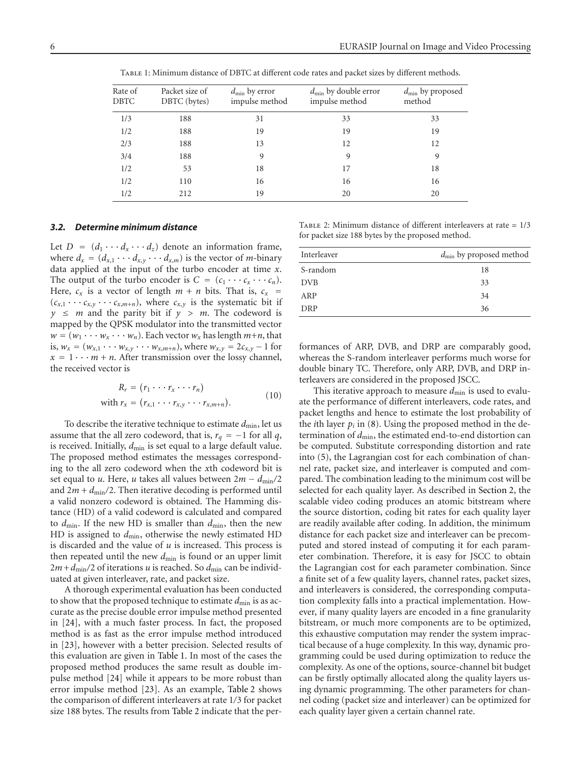Table 1: Minimum distance of DBTC at different code rates and packet sizes by different methods.

| Rate of DBTC | Packet size of DBTC (bytes) | $d_{\min}$ by error impulse method | $d_{\min}$ by double error impulse method | $d_{\min}$ by proposed method |
|---|---|---|---|---|
| 1/3 | 188 | 31 | 33 | 33 |
| 1/2 | 188 | 19 | 19 | 19 |
| 2/3 | 188 | 13 | 12 | 12 |
| 3/4 | 188 | 9 | 9 | 9 |
| 1/2 | 53 | 18 | 17 | 18 |
| 1/2 | 110 | 16 | 16 | 16 |
| 1/2 | 212 | 19 | 20 | 20 |

### *3.2. Determine minimum distance*

Let $D = (d_1 \cdots d_x \cdots d_z)$ denote an information frame, where $d_x = (d_{x,1} \cdots d_{x,y} \cdots d_{x,m})$ is the vector of $m$-binary data applied at the input of the turbo encoder at time $x$. The output of the turbo encoder is $C = (c_1 \cdots c_x \cdots c_n)$. Here, $c_x$ is a vector of length $m + n$ bits. That is, $c_x = (c_{x,1} \cdots c_{x,y} \cdots c_{x,m+n})$, where $c_{x,y}$ is the systematic bit if $y \leq m$ and the parity bit if $y > m$. The codeword is mapped by the QPSK modulator into the transmitted vector $w = (w_1 \cdots w_x \cdots w_n)$. Each vector $w_x$ has length $m+n$, that is, $w_x = (w_{x,1} \cdots w_{x,y} \cdots w_{x,m+n})$, where $w_{x,y} = 2c_{x,y} - 1$ for $x = 1 \cdots m + n$. After transmission over the lossy channel, the received vector is

$$R_r = (r_1 \cdots r_x \cdots r_n)$$
$$\text{with } r_x = (r_{x,1} \cdots r_{x,y} \cdots r_{x,m+n}). \tag{10}$$

To describe the iterative technique to estimate $d_{\min}$, let us assume that the all zero codeword, that is, $r_q = -1$ for all $q$, is received. Initially, $d_{\min}$ is set equal to a large default value. The proposed method estimates the messages corresponding to the all zero codeword when the $x$th codeword bit is set equal to $u$. Here, $u$ takes all values between $2m - d_{\min}/2$ and $2m + d_{\min}/2$. Then iterative decoding is performed until a valid nonzero codeword is obtained. The Hamming distance (HD) of a valid codeword is calculated and compared to $d_{\min}$. If the new HD is smaller than $d_{\min}$, then the new HD is assigned to $d_{\min}$, otherwise the newly estimated HD is discarded and the value of $u$ is increased. This process is then repeated until the new $d_{\min}$ is found or an upper limit $2m + d_{\min}/2$ of iterations $u$ is reached. So $d_{\min}$ can be individuated at given interleaver, rate, and packet size.

A thorough experimental evaluation has been conducted to show that the proposed technique to estimate $d_{\min}$ is as accurate as the precise double error impulse method presented in [24], with a much faster process. In fact, the proposed method is as fast as the error impulse method introduced in [23], however with a better precision. Selected results of this evaluation are given in Table 1. In most of the cases the proposed method produces the same result as double impulse method [24] while it appears to be more robust than error impulse method [23]. As an example, Table 2 shows the comparison of different interleavers at rate 1/3 for packet size 188 bytes. The results from Table 2 indicate that the performances of ARP, DVB, and DRP are comparably good, whereas the S-random interleaver performs much worse for double binary TC. Therefore, only ARP, DVB, and DRP interleavers are considered in the proposed JSCC.

Table 2: Minimum distance of different interleavers at rate = 1/3 for packet size 188 bytes by the proposed method.

| Interleaver | $d_{\min}$ by proposed method |
|---|---|
| S-random | 18 |
| DVB | 33 |
| ARP | 34 |
| DRP | 36 |

This iterative approach to measure $d_{\min}$ is used to evaluate the performance of different interleavers, code rates, and packet lengths and hence to estimate the lost probability of the $i$th layer $p_i$ in (8). Using the proposed method in the determination of $d_{\min}$, the estimated end-to-end distortion can be computed. Substitute corresponding distortion and rate into (5), the Lagrangian cost for each combination of channel rate, packet size, and interleaver is computed and compared. The combination leading to the minimum cost will be selected for each quality layer. As described in Section 2, the scalable video coding produces an atomic bitstream where the source distortion, coding bit rates for each quality layer are readily available after coding. In addition, the minimum distance for each packet size and interleaver can be precomputed and stored instead of computing it for each parameter combination. Therefore, it is easy for JSCC to obtain the Lagrangian cost for each parameter combination. Since a finite set of a few quality layers, channel rates, packet sizes, and interleavers is considered, the corresponding computation complexity falls into a practical implementation. However, if many quality layers are encoded in a fine granularity bitstream, or much more components are to be optimized, this exhaustive computation may render the system impractical because of a huge complexity. In this way, dynamic programming could be used during optimization to reduce the complexity. As one of the options, source-channel bit budget can be firstly optimally allocated along the quality layers using dynamic programming. The other parameters for channel coding (packet size and interleaver) can be optimized for each quality layer given a certain channel rate.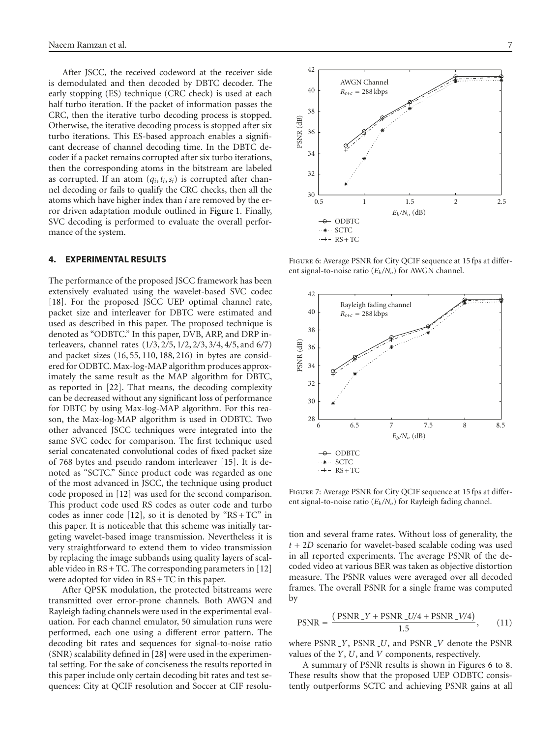After JSCC, the received codeword at the receiver side is demodulated and then decoded by DBTC decoder. The early stopping (ES) technique (CRC check) is used at each half turbo iteration. If the packet of information passes the CRC, then the iterative turbo decoding process is stopped. Otherwise, the iterative decoding process is stopped after six turbo iterations. This ES-based approach enables a significant decrease of channel decoding time. In the DBTC decoder if a packet remains corrupted after six turbo iterations, then the corresponding atoms in the bitstream are labeled as corrupted. If an atom $(q_i, t_i, s_i)$ is corrupted after channel decoding or fails to qualify the CRC checks, then all the atoms which have higher index than $i$ are removed by the error driven adaptation module outlined in Figure 1. Finally, SVC decoding is performed to evaluate the overall performance of the system.

## 4. EXPERIMENTAL RESULTS

The performance of the proposed JSCC framework has been extensively evaluated using the wavelet-based SVC codec [18]. For the proposed JSCC UEP optimal channel rate, packet size and interleaver for DBTC were estimated and used as described in this paper. The proposed technique is denoted as "ODBTC." In this paper, DVB, ARP, and DRP interleavers, channel rates (1/3, 2/5, 1/2, 2/3, 3/4, 4/5, and 6/7) and packet sizes (16, 55, 110, 188, 216) in bytes are considered for ODBTC. Max-log-MAP algorithm produces approximately the same result as the MAP algorithm for DBTC, as reported in [22]. That means, the decoding complexity can be decreased without any significant loss of performance for DBTC by using Max-log-MAP algorithm. For this reason, the Max-log-MAP algorithm is used in ODBTC. Two other advanced JSCC techniques were integrated into the same SVC codec for comparison. The first technique used serial concatenated convolutional codes of fixed packet size of 768 bytes and pseudo random interleaver [15]. It is denoted as "SCTC." Since product code was regarded as one of the most advanced in JSCC, the technique using product code proposed in [12] was used for the second comparison. This product code used RS codes as outer code and turbo codes as inner code [12], so it is denoted by "RS + TC" in this paper. It is noticeable that this scheme was initially targeting wavelet-based image transmission. Nevertheless it is very straightforward to extend them to video transmission by replacing the image subbands using quality layers of scalable video in RS + TC. The corresponding parameters in [12] were adopted for video in RS + TC in this paper.

After QPSK modulation, the protected bitstreams were transmitted over error-prone channels. Both AWGN and Rayleigh fading channels were used in the experimental evaluation. For each channel emulator, 50 simulation runs were performed, each one using a different error pattern. The decoding bit rates and sequences for signal-to-noise ratio (SNR) scalability defined in [28] were used in the experimental setting. For the sake of conciseness the results reported in this paper include only certain decoding bit rates and test sequences: City at QCIF resolution and Soccer at CIF resolution and several frame rates. Without loss of generality, the $t + 2D$ scenario for wavelet-based scalable coding was used in all reported experiments. The average PSNR of the decoded video at various BER was taken as objective distortion measure. The PSNR values were averaged over all decoded frames. The overall PSNR for a single frame was computed by

$$\text{PSNR} = \frac{(\text{PSNR\_}Y + \text{PSNR\_}U/4 + \text{PSNR\_}V/4)}{1.5}, \tag{11}$$

where PSNR_$Y$, PSNR_$U$, and PSNR_$V$ denote the PSNR values of the $Y$, $U$, and $V$ components, respectively.

A summary of PSNR results is shown in Figures 6 to 8. These results show that the proposed UEP ODBTC consistently outperforms SCTC and achieving PSNR gains at all

Figure 6: Average PSNR for City QCIF sequence at 15 fps at different signal-to-noise ratio ($E_b/N_o$) for AWGN channel.

Figure 7: Average PSNR for City QCIF sequence at 15 fps at different signal-to-noise ratio ($E_b/N_o$) for Rayleigh fading channel.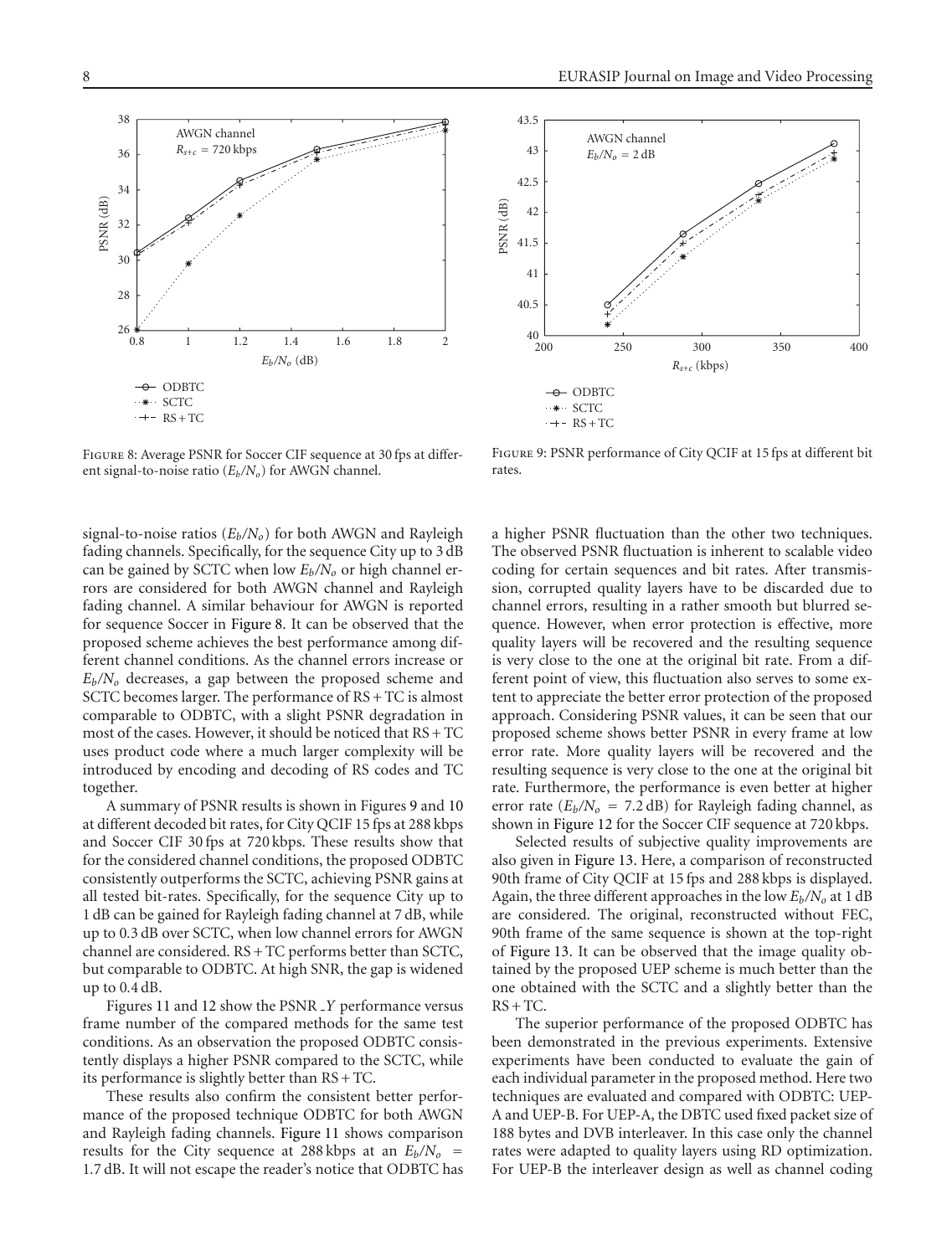Figure 8: Average PSNR for Soccer CIF sequence at 30 fps at different signal-to-noise ratio ($E_b/N_o$) for AWGN channel.

Figure 9: PSNR performance of City QCIF at 15 fps at different bit rates.

signal-to-noise ratios ($E_b/N_o$) for both AWGN and Rayleigh fading channels. Specifically, for the sequence City up to 3 dB can be gained by SCTC when low $E_b/N_o$ or high channel errors are considered for both AWGN channel and Rayleigh fading channel. A similar behaviour for AWGN is reported for sequence Soccer in Figure 8. It can be observed that the proposed scheme achieves the best performance among different channel conditions. As the channel errors increase or $E_b/N_o$ decreases, a gap between the proposed scheme and SCTC becomes larger. The performance of RS + TC is almost comparable to ODBTC, with a slight PSNR degradation in most of the cases. However, it should be noticed that RS + TC uses product code where a much larger complexity will be introduced by encoding and decoding of RS codes and TC together.

A summary of PSNR results is shown in Figures 9 and 10 at different decoded bit rates, for City QCIF 15 fps at 288 kbps and Soccer CIF 30 fps at 720 kbps. These results show that for the considered channel conditions, the proposed ODBTC consistently outperforms the SCTC, achieving PSNR gains at all tested bit-rates. Specifically, for the sequence City up to 1 dB can be gained for Rayleigh fading channel at 7 dB, while up to 0.3 dB over SCTC, when low channel errors for AWGN channel are considered. RS + TC performs better than SCTC, but comparable to ODBTC. At high SNR, the gap is widened up to 0.4 dB.

Figures 11 and 12 show the PSNR_$Y$ performance versus frame number of the compared methods for the same test conditions. As an observation the proposed ODBTC consistently displays a higher PSNR compared to the SCTC, while its performance is slightly better than RS + TC.

These results also confirm the consistent better performance of the proposed technique ODBTC for both AWGN and Rayleigh fading channels. Figure 11 shows comparison results for the City sequence at 288 kbps at an $E_b/N_o$ = 1.7 dB. It will not escape the reader's notice that ODBTC has a higher PSNR fluctuation than the other two techniques. The observed PSNR fluctuation is inherent to scalable video coding for certain sequences and bit rates. After transmission, corrupted quality layers have to be discarded due to channel errors, resulting in a rather smooth but blurred sequence. However, when error protection is effective, more quality layers will be recovered and the resulting sequence is very close to the one at the original bit rate. From a different point of view, this fluctuation also serves to some extent to appreciate the better error protection of the proposed approach. Considering PSNR values, it can be seen that our proposed scheme shows better PSNR in every frame at low error rate. More quality layers will be recovered and the resulting sequence is very close to the one at the original bit rate. Furthermore, the performance is even better at higher error rate ($E_b/N_o$ = 7.2 dB) for Rayleigh fading channel, as shown in Figure 12 for the Soccer CIF sequence at 720 kbps.

Selected results of subjective quality improvements are also given in Figure 13. Here, a comparison of reconstructed 90th frame of City QCIF at 15 fps and 288 kbps is displayed. Again, the three different approaches in the low $E_b/N_o$ at 1 dB are considered. The original, reconstructed without FEC, 90th frame of the same sequence is shown at the top-right of Figure 13. It can be observed that the image quality obtained by the proposed UEP scheme is much better than the one obtained with the SCTC and a slightly better than the RS + TC.

The superior performance of the proposed ODBTC has been demonstrated in the previous experiments. Extensive experiments have been conducted to evaluate the gain of each individual parameter in the proposed method. Here two techniques are evaluated and compared with ODBTC: UEP-A and UEP-B. For UEP-A, the DBTC used fixed packet size of 188 bytes and DVB interleaver. In this case only the channel rates were adapted to quality layers using RD optimization. For UEP-B the interleaver design as well as channel coding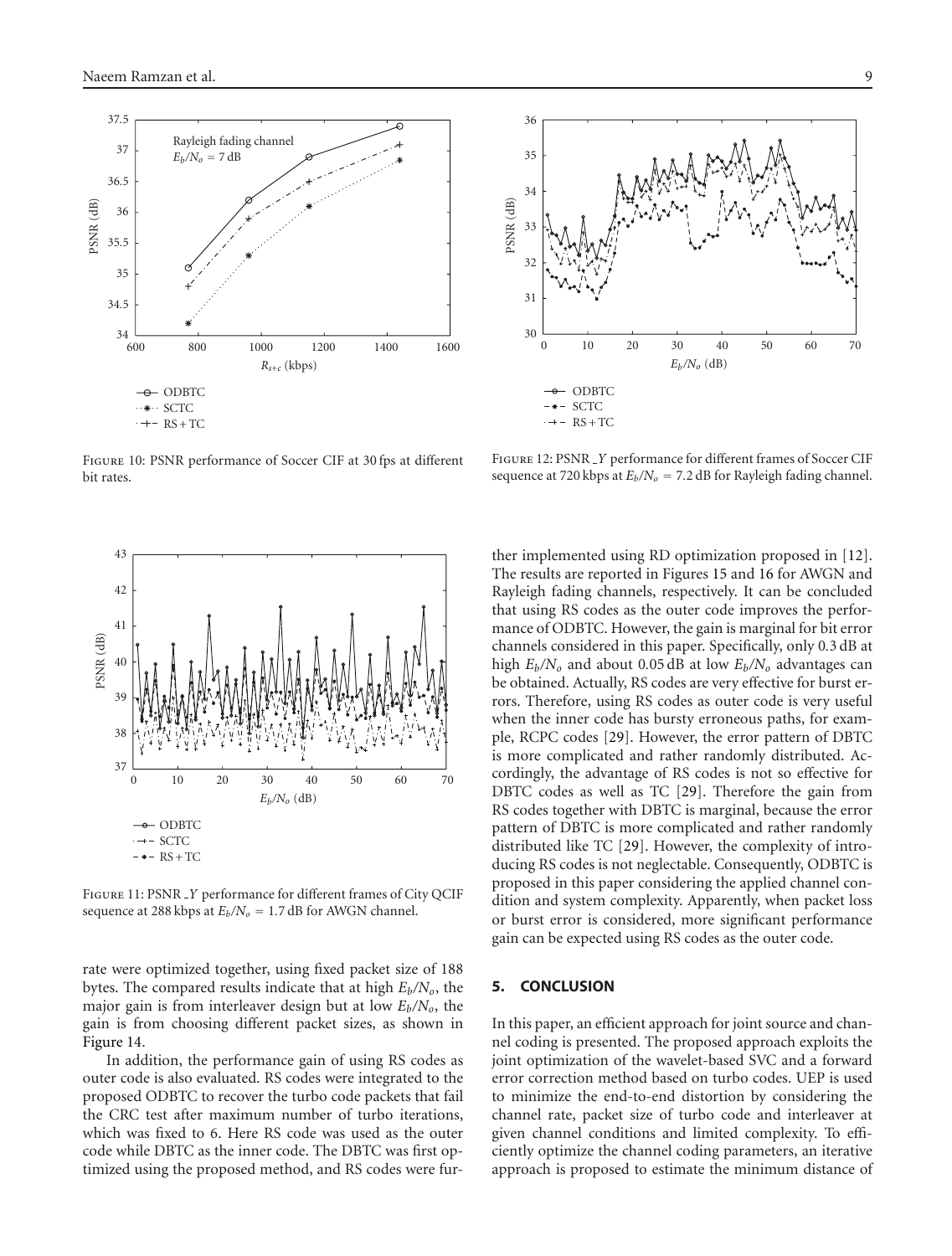Figure 10: PSNR performance of Soccer CIF at 30 fps at different bit rates.

Figure 12: PSNR _Y performance for different frames of Soccer CIF sequence at 720 kbps at $E_b/N_o = 7.2$ dB for Rayleigh fading channel.

Figure 11: PSNR _Y performance for different frames of City QCIF sequence at 288 kbps at $E_b/N_o = 1.7$ dB for AWGN channel.

rate were optimized together, using fixed packet size of 188 bytes. The compared results indicate that at high $E_b/N_o$, the major gain is from interleaver design but at low $E_b/N_o$, the gain is from choosing different packet sizes, as shown in Figure 14.

In addition, the performance gain of using RS codes as outer code is also evaluated. RS codes were integrated to the proposed ODBTC to recover the turbo code packets that fail the CRC test after maximum number of turbo iterations, which was fixed to 6. Here RS code was used as the outer code while DBTC as the inner code. The DBTC was first optimized using the proposed method, and RS codes were further implemented using RD optimization proposed in [12]. The results are reported in Figures 15 and 16 for AWGN and Rayleigh fading channels, respectively. It can be concluded that using RS codes as the outer code improves the performance of ODBTC. However, the gain is marginal for bit error channels considered in this paper. Specifically, only 0.3 dB at high $E_b/N_o$ and about 0.05 dB at low $E_b/N_o$ advantages can be obtained. Actually, RS codes are very effective for burst errors. Therefore, using RS codes as outer code is very useful when the inner code has bursty erroneous paths, for example, RCPC codes [29]. However, the error pattern of DBTC is more complicated and rather randomly distributed. Accordingly, the advantage of RS codes is not so effective for DBTC codes as well as TC [29]. Therefore the gain from RS codes together with DBTC is marginal, because the error pattern of DBTC is more complicated and rather randomly distributed like TC [29]. However, the complexity of introducing RS codes is not neglectable. Consequently, ODBTC is proposed in this paper considering the applied channel condition and system complexity. Apparently, when packet loss or burst error is considered, more significant performance gain can be expected using RS codes as the outer code.

## 5. CONCLUSION

In this paper, an efficient approach for joint source and channel coding is presented. The proposed approach exploits the joint optimization of the wavelet-based SVC and a forward error correction method based on turbo codes. UEP is used to minimize the end-to-end distortion by considering the channel rate, packet size of turbo code and interleaver at given channel conditions and limited complexity. To efficiently optimize the channel coding parameters, an iterative approach is proposed to estimate the minimum distance of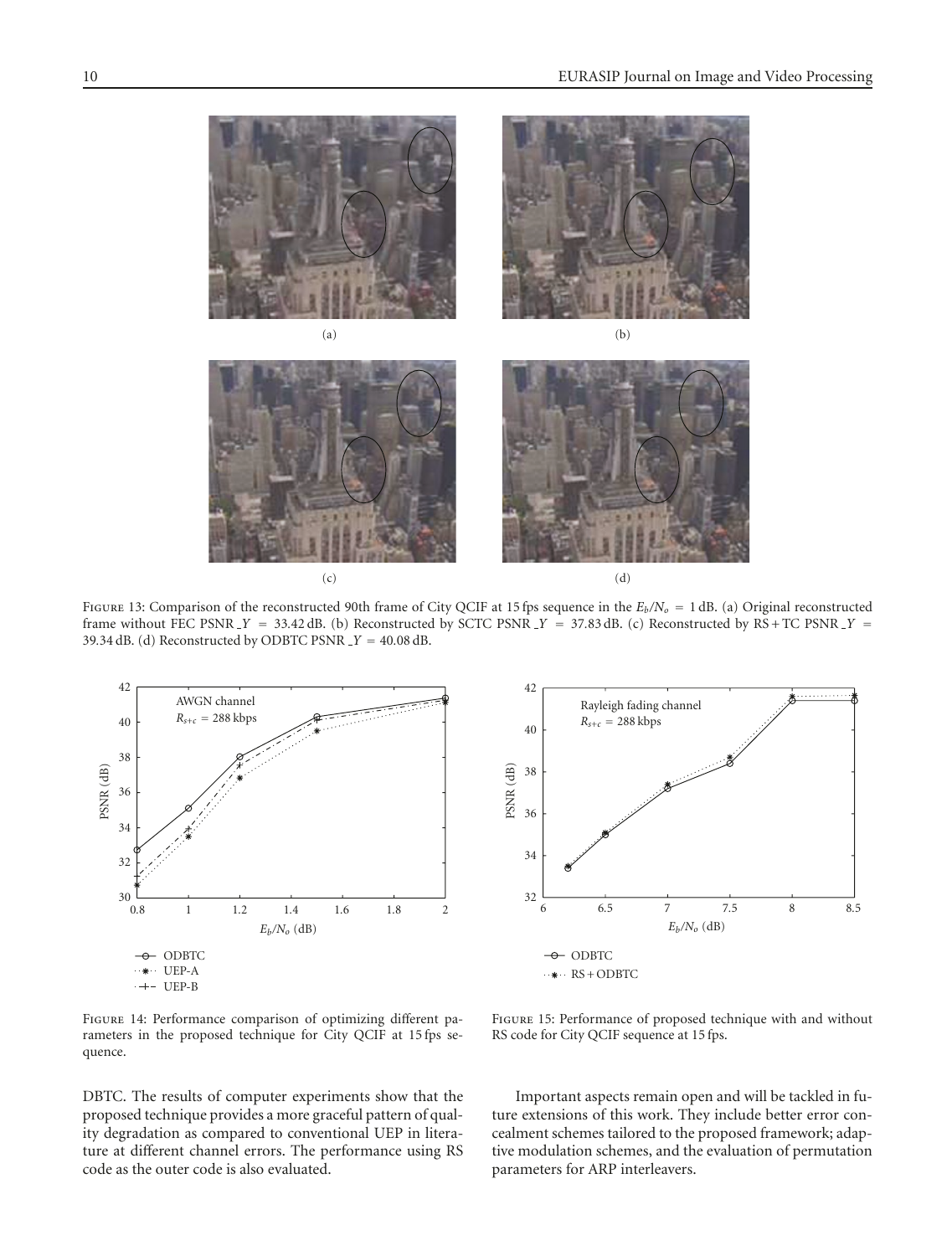Figure 13: Comparison of the reconstructed 90th frame of City QCIF at 15 fps sequence in the $E_b/N_o = 1$ dB. (a) Original reconstructed frame without FEC PSNR _$Y$ = 33.42 dB. (b) Reconstructed by SCTC PSNR _$Y$ = 37.83 dB. (c) Reconstructed by RS + TC PSNR _$Y$ = 39.34 dB. (d) Reconstructed by ODBTC PSNR _$Y$ = 40.08 dB.

Figure 14: Performance comparison of optimizing different parameters in the proposed technique for City QCIF at 15 fps sequence.

Figure 15: Performance of proposed technique with and without RS code for City QCIF sequence at 15 fps.

DBTC. The results of computer experiments show that the proposed technique provides a more graceful pattern of quality degradation as compared to conventional UEP in literature at different channel errors. The performance using RS code as the outer code is also evaluated.

Important aspects remain open and will be tackled in future extensions of this work. They include better error concealment schemes tailored to the proposed framework; adaptive modulation schemes, and the evaluation of permutation parameters for ARP interleavers.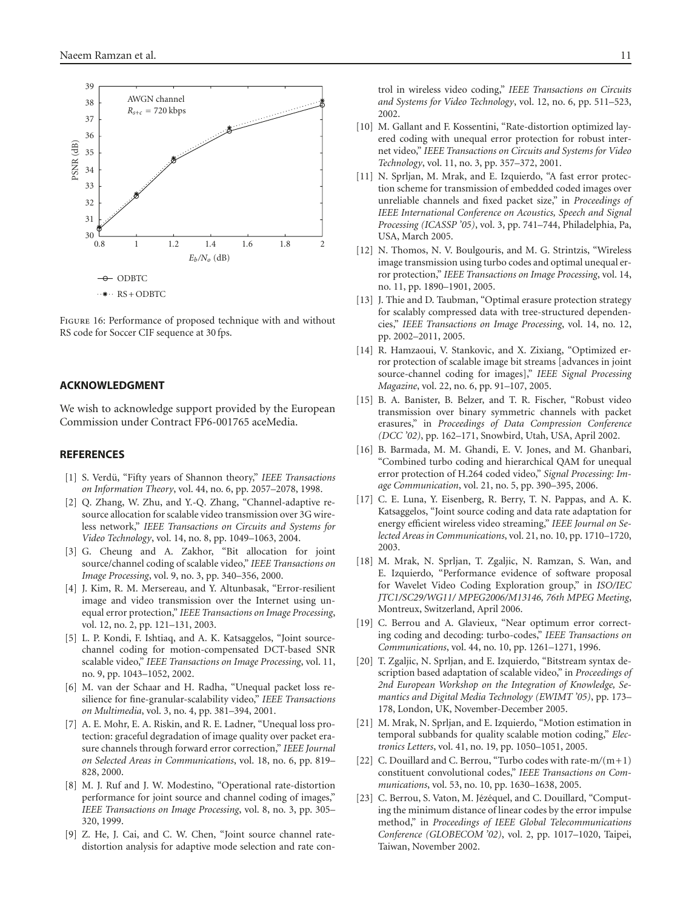Figure 16: Performance of proposed technique with and without RS code for Soccer CIF sequence at 30 fps.

## Acknowledgment

We wish to acknowledge support provided by the European Commission under Contract FP6-001765 aceMedia.

## References

[1] S. Verdü, "Fifty years of Shannon theory," *IEEE Transactions on Information Theory*, vol. 44, no. 6, pp. 2057–2078, 1998.

[2] Q. Zhang, W. Zhu, and Y.-Q. Zhang, "Channel-adaptive resource allocation for scalable video transmission over 3G wireless network," *IEEE Transactions on Circuits and Systems for Video Technology*, vol. 14, no. 8, pp. 1049–1063, 2004.

[3] G. Cheung and A. Zakhor, "Bit allocation for joint source/channel coding of scalable video," *IEEE Transactions on Image Processing*, vol. 9, no. 3, pp. 340–356, 2000.

[4] J. Kim, R. M. Mersereau, and Y. Altunbasak, "Error-resilient image and video transmission over the Internet using unequal error protection," *IEEE Transactions on Image Processing*, vol. 12, no. 2, pp. 121–131, 2003.

[5] L. P. Kondi, F. Ishtiaq, and A. K. Katsaggelos, "Joint source-channel coding for motion-compensated DCT-based SNR scalable video," *IEEE Transactions on Image Processing*, vol. 11, no. 9, pp. 1043–1052, 2002.

[6] M. van der Schaar and H. Radha, "Unequal packet loss resilience for fine-granular-scalability video," *IEEE Transactions on Multimedia*, vol. 3, no. 4, pp. 381–394, 2001.

[7] A. E. Mohr, E. A. Riskin, and R. E. Ladner, "Unequal loss protection: graceful degradation of image quality over packet erasure channels through forward error correction," *IEEE Journal on Selected Areas in Communications*, vol. 18, no. 6, pp. 819–828, 2000.

[8] M. J. Ruf and J. W. Modestino, "Operational rate-distortion performance for joint source and channel coding of images," *IEEE Transactions on Image Processing*, vol. 8, no. 3, pp. 305–320, 1999.

[9] Z. He, J. Cai, and C. W. Chen, "Joint source channel rate-distortion analysis for adaptive mode selection and rate control in wireless video coding," *IEEE Transactions on Circuits and Systems for Video Technology*, vol. 12, no. 6, pp. 511–523, 2002.

[10] M. Gallant and F. Kossentini, "Rate-distortion optimized layered coding with unequal error protection for robust internet video," *IEEE Transactions on Circuits and Systems for Video Technology*, vol. 11, no. 3, pp. 357–372, 2001.

[11] N. Sprljan, M. Mrak, and E. Izquierdo, "A fast error protection scheme for transmission of embedded coded images over unreliable channels and fixed packet size," in *Proceedings of IEEE International Conference on Acoustics, Speech and Signal Processing (ICASSP '05)*, vol. 3, pp. 741–744, Philadelphia, Pa, USA, March 2005.

[12] N. Thomos, N. V. Boulgouris, and M. G. Strintzis, "Wireless image transmission using turbo codes and optimal unequal error protection," *IEEE Transactions on Image Processing*, vol. 14, no. 11, pp. 1890–1901, 2005.

[13] J. Thie and D. Taubman, "Optimal erasure protection strategy for scalably compressed data with tree-structured dependencies," *IEEE Transactions on Image Processing*, vol. 14, no. 12, pp. 2002–2011, 2005.

[14] R. Hamzaoui, V. Stankovic, and X. Zixiang, "Optimized error protection of scalable image bit streams [advances in joint source-channel coding for images]," *IEEE Signal Processing Magazine*, vol. 22, no. 6, pp. 91–107, 2005.

[15] B. A. Banister, B. Belzer, and T. R. Fischer, "Robust video transmission over binary symmetric channels with packet erasures," in *Proceedings of Data Compression Conference (DCC '02)*, pp. 162–171, Snowbird, Utah, USA, April 2002.

[16] B. Barmada, M. M. Ghandi, E. V. Jones, and M. Ghanbari, "Combined turbo coding and hierarchical QAM for unequal error protection of H.264 coded video," *Signal Processing: Image Communication*, vol. 21, no. 5, pp. 390–395, 2006.

[17] C. E. Luna, Y. Eisenberg, R. Berry, T. N. Pappas, and A. K. Katsaggelos, "Joint source coding and data rate adaptation for energy efficient wireless video streaming," *IEEE Journal on Selected Areas in Communications*, vol. 21, no. 10, pp. 1710–1720, 2003.

[18] M. Mrak, N. Sprljan, T. Zgaljic, N. Ramzan, S. Wan, and E. Izquierdo, "Performance evidence of software proposal for Wavelet Video Coding Exploration group," in *ISO/IEC JTC1/SC29/WG11/ MPEG2006/M13146, 76th MPEG Meeting*, Montreux, Switzerland, April 2006.

[19] C. Berrou and A. Glavieux, "Near optimum error correcting coding and decoding: turbo-codes," *IEEE Transactions on Communications*, vol. 44, no. 10, pp. 1261–1271, 1996.

[20] T. Zgaljic, N. Sprljan, and E. Izquierdo, "Bitstream syntax description based adaptation of scalable video," in *Proceedings of 2nd European Workshop on the Integration of Knowledge, Semantics and Digital Media Technology (EWIMT '05)*, pp. 173–178, London, UK, November-December 2005.

[21] M. Mrak, N. Sprljan, and E. Izquierdo, "Motion estimation in temporal subbands for quality scalable motion coding," *Electronics Letters*, vol. 41, no. 19, pp. 1050–1051, 2005.

[22] C. Douillard and C. Berrou, "Turbo codes with rate-$m/(m+1)$ constituent convolutional codes," *IEEE Transactions on Communications*, vol. 53, no. 10, pp. 1630–1638, 2005.

[23] C. Berrou, S. Vaton, M. Jézéquel, and C. Douillard, "Computing the minimum distance of linear codes by the error impulse method," in *Proceedings of IEEE Global Telecommunications Conference (GLOBECOM '02)*, vol. 2, pp. 1017–1020, Taipei, Taiwan, November 2002.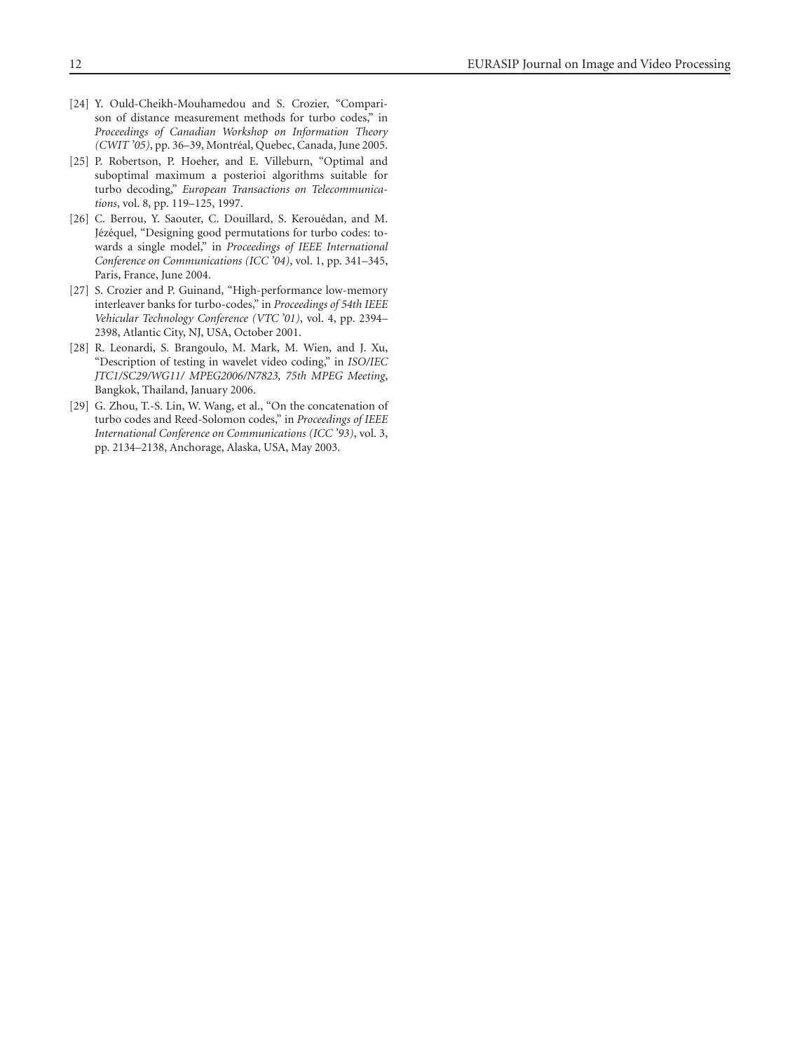[24] Y. Ould-Cheikh-Mouhamedou and S. Crozier, "Comparison of distance measurement methods for turbo codes," in *Proceedings of Canadian Workshop on Information Theory (CWIT '05)*, pp. 36–39, Montréal, Quebec, Canada, June 2005.

[25] P. Robertson, P. Hoeher, and E. Villeburn, "Optimal and suboptimal maximum a posterioi algorithms suitable for turbo decoding," *European Transactions on Telecommunications*, vol. 8, pp. 119–125, 1997.

[26] C. Berrou, Y. Saouter, C. Douillard, S. Kerouédan, and M. Jézéquel, "Designing good permutations for turbo codes: towards a single model," in *Proceedings of IEEE International Conference on Communications (ICC '04)*, vol. 1, pp. 341–345, Paris, France, June 2004.

[27] S. Crozier and P. Guinand, "High-performance low-memory interleaver banks for turbo-codes," in *Proceedings of 54th IEEE Vehicular Technology Conference (VTC '01)*, vol. 4, pp. 2394–2398, Atlantic City, NJ, USA, October 2001.

[28] R. Leonardi, S. Brangoulo, M. Mark, M. Wien, and J. Xu, "Description of testing in wavelet video coding," in *ISO/IEC JTC1/SC29/WG11/ MPEG2006/N7823, 75th MPEG Meeting*, Bangkok, Thailand, January 2006.

[29] G. Zhou, T.-S. Lin, W. Wang, et al., "On the concatenation of turbo codes and Reed-Solomon codes," in *Proceedings of IEEE International Conference on Communications (ICC '93)*, vol. 3, pp. 2134–2138, Anchorage, Alaska, USA, May 2003.